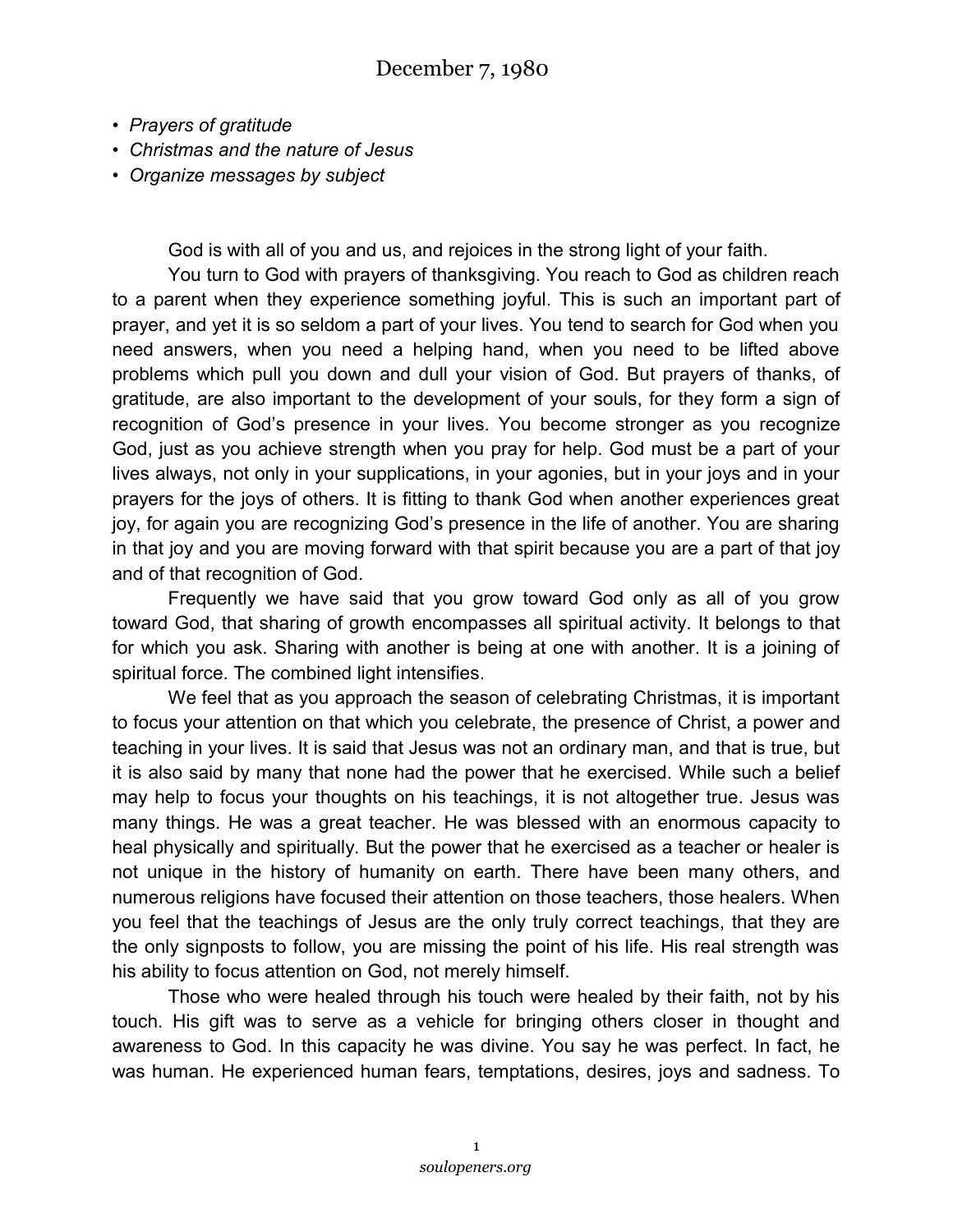# December 7, 1980

- *Prayers of gratitude*
- *Christmas and the nature of Jesus*
- *Organize messages by subject*

God is with all of you and us, and rejoices in the strong light of your faith.

You turn to God with prayers of thanksgiving. You reach to God as children reach to a parent when they experience something joyful. This is such an important part of prayer, and yet it is so seldom a part of your lives. You tend to search for God when you need answers, when you need a helping hand, when you need to be lifted above problems which pull you down and dull your vision of God. But prayers of thanks, of gratitude, are also important to the development of your souls, for they form a sign of recognition of God's presence in your lives. You become stronger as you recognize God, just as you achieve strength when you pray for help. God must be a part of your lives always, not only in your supplications, in your agonies, but in your joys and in your prayers for the joys of others. It is fitting to thank God when another experiences great joy, for again you are recognizing God's presence in the life of another. You are sharing in that joy and you are moving forward with that spirit because you are a part of that joy and of that recognition of God.

Frequently we have said that you grow toward God only as all of you grow toward God, that sharing of growth encompasses all spiritual activity. It belongs to that for which you ask. Sharing with another is being at one with another. It is a joining of spiritual force. The combined light intensifies.

We feel that as you approach the season of celebrating Christmas, it is important to focus your attention on that which you celebrate, the presence of Christ, a power and teaching in your lives. It is said that Jesus was not an ordinary man, and that is true, but it is also said by many that none had the power that he exercised. While such a belief may help to focus your thoughts on his teachings, it is not altogether true. Jesus was many things. He was a great teacher. He was blessed with an enormous capacity to heal physically and spiritually. But the power that he exercised as a teacher or healer is not unique in the history of humanity on earth. There have been many others, and numerous religions have focused their attention on those teachers, those healers. When you feel that the teachings of Jesus are the only truly correct teachings, that they are the only signposts to follow, you are missing the point of his life. His real strength was his ability to focus attention on God, not merely himself.

Those who were healed through his touch were healed by their faith, not by his touch. His gift was to serve as a vehicle for bringing others closer in thought and awareness to God. In this capacity he was divine. You say he was perfect. In fact, he was human. He experienced human fears, temptations, desires, joys and sadness. To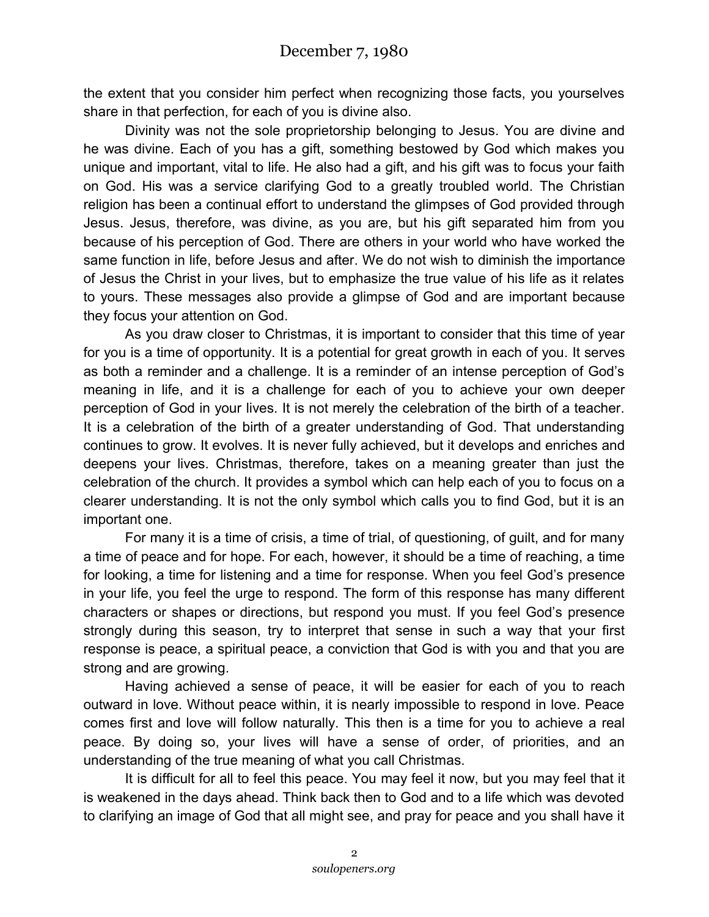the extent that you consider him perfect when recognizing those facts, you yourselves share in that perfection, for each of you is divine also.

Divinity was not the sole proprietorship belonging to Jesus. You are divine and he was divine. Each of you has a gift, something bestowed by God which makes you unique and important, vital to life. He also had a gift, and his gift was to focus your faith on God. His was a service clarifying God to a greatly troubled world. The Christian religion has been a continual effort to understand the glimpses of God provided through Jesus. Jesus, therefore, was divine, as you are, but his gift separated him from you because of his perception of God. There are others in your world who have worked the same function in life, before Jesus and after. We do not wish to diminish the importance of Jesus the Christ in your lives, but to emphasize the true value of his life as it relates to yours. These messages also provide a glimpse of God and are important because they focus your attention on God.

As you draw closer to Christmas, it is important to consider that this time of year for you is a time of opportunity. It is a potential for great growth in each of you. It serves as both a reminder and a challenge. It is a reminder of an intense perception of God's meaning in life, and it is a challenge for each of you to achieve your own deeper perception of God in your lives. It is not merely the celebration of the birth of a teacher. It is a celebration of the birth of a greater understanding of God. That understanding continues to grow. It evolves. It is never fully achieved, but it develops and enriches and deepens your lives. Christmas, therefore, takes on a meaning greater than just the celebration of the church. It provides a symbol which can help each of you to focus on a clearer understanding. It is not the only symbol which calls you to find God, but it is an important one.

For many it is a time of crisis, a time of trial, of questioning, of guilt, and for many a time of peace and for hope. For each, however, it should be a time of reaching, a time for looking, a time for listening and a time for response. When you feel God's presence in your life, you feel the urge to respond. The form of this response has many different characters or shapes or directions, but respond you must. If you feel God's presence strongly during this season, try to interpret that sense in such a way that your first response is peace, a spiritual peace, a conviction that God is with you and that you are strong and are growing.

Having achieved a sense of peace, it will be easier for each of you to reach outward in love. Without peace within, it is nearly impossible to respond in love. Peace comes first and love will follow naturally. This then is a time for you to achieve a real peace. By doing so, your lives will have a sense of order, of priorities, and an understanding of the true meaning of what you call Christmas.

It is difficult for all to feel this peace. You may feel it now, but you may feel that it is weakened in the days ahead. Think back then to God and to a life which was devoted to clarifying an image of God that all might see, and pray for peace and you shall have it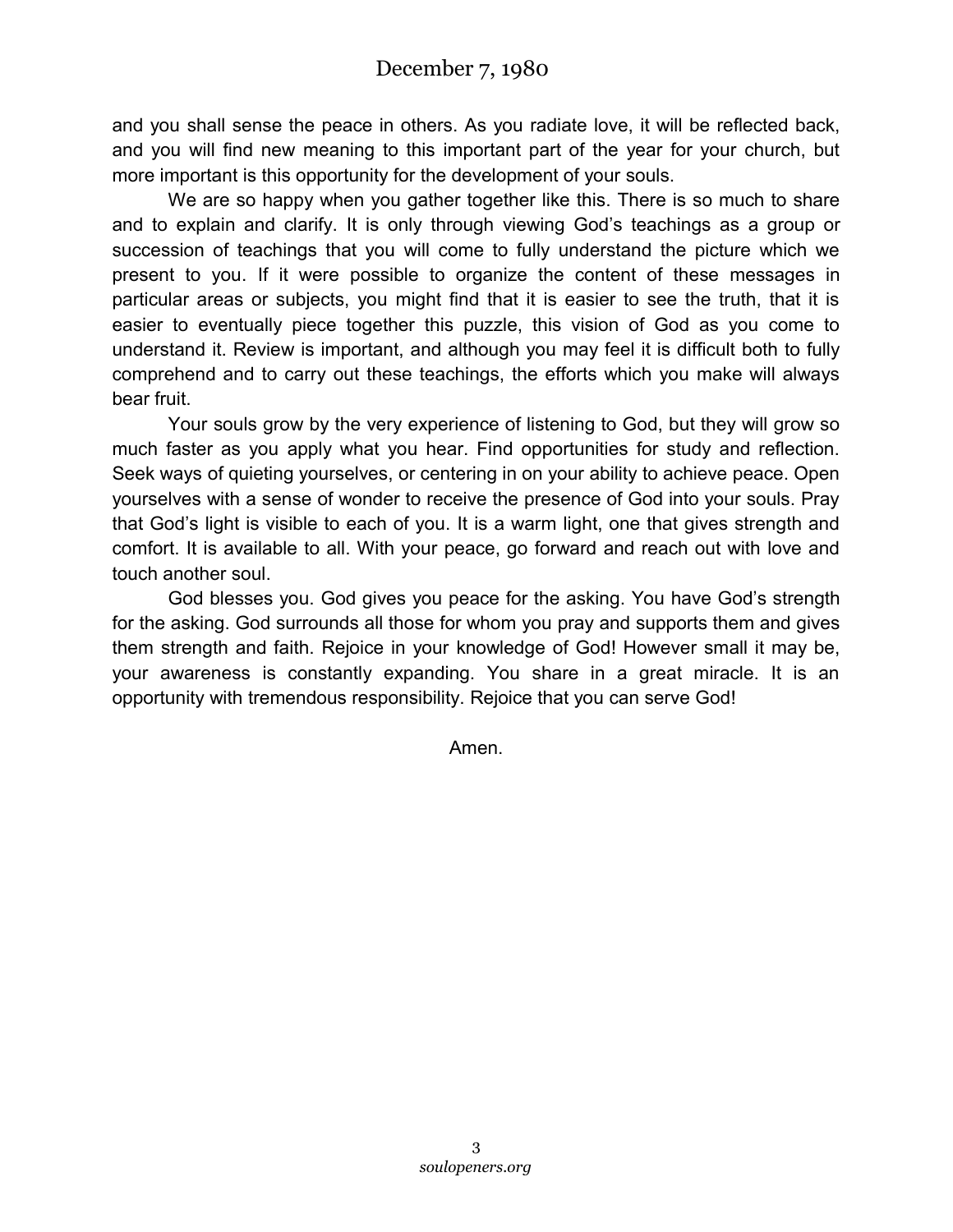and you shall sense the peace in others. As you radiate love, it will be reflected back, and you will find new meaning to this important part of the year for your church, but more important is this opportunity for the development of your souls.

We are so happy when you gather together like this. There is so much to share and to explain and clarify. It is only through viewing God's teachings as a group or succession of teachings that you will come to fully understand the picture which we present to you. If it were possible to organize the content of these messages in particular areas or subjects, you might find that it is easier to see the truth, that it is easier to eventually piece together this puzzle, this vision of God as you come to understand it. Review is important, and although you may feel it is difficult both to fully comprehend and to carry out these teachings, the efforts which you make will always bear fruit.

Your souls grow by the very experience of listening to God, but they will grow so much faster as you apply what you hear. Find opportunities for study and reflection. Seek ways of quieting yourselves, or centering in on your ability to achieve peace. Open yourselves with a sense of wonder to receive the presence of God into your souls. Pray that God's light is visible to each of you. It is a warm light, one that gives strength and comfort. It is available to all. With your peace, go forward and reach out with love and touch another soul.

God blesses you. God gives you peace for the asking. You have God's strength for the asking. God surrounds all those for whom you pray and supports them and gives them strength and faith. Rejoice in your knowledge of God! However small it may be, your awareness is constantly expanding. You share in a great miracle. It is an opportunity with tremendous responsibility. Rejoice that you can serve God!

Amen.